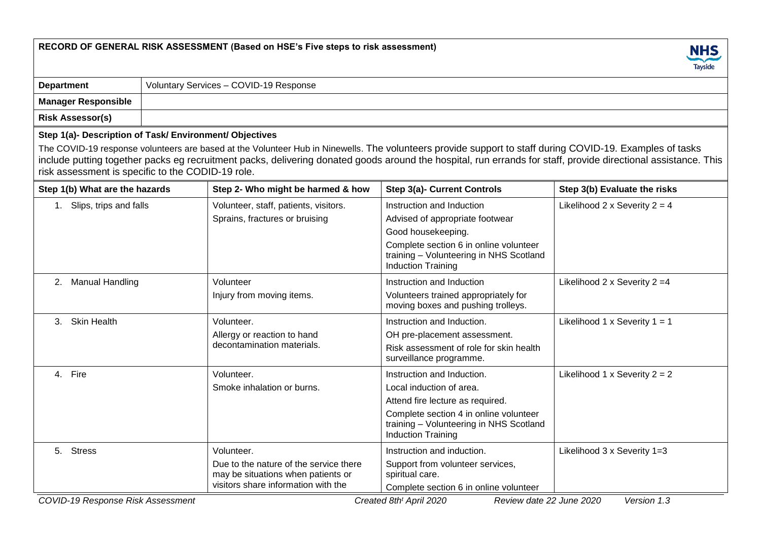**RECORD OF GENERAL RISK ASSESSMENT (Based on HSE's Five steps to risk assessment)**

NHS Tayside

| | |
|---|---|
| **Department** | Voluntary Services – COVID-19 Response |
| **Manager Responsible** | |
| **Risk Assessor(s)** | |

**Step 1(a)- Description of Task/ Environment/ Objectives**

The COVID-19 response volunteers are based at the Volunteer Hub in Ninewells. The volunteers provide support to staff during COVID-19. Examples of tasks include putting together packs eg recruitment packs, delivering donated goods around the hospital, run errands for staff, provide directional assistance. This risk assessment is specific to the CODID-19 role.

| Step 1(b) What are the hazards | Step 2- Who might be harmed & how | Step 3(a)- Current Controls | Step 3(b) Evaluate the risks |
|---|---|---|---|
| 1. Slips, trips and falls | Volunteer, staff, patients, visitors.<br>Sprains, fractures or bruising | Instruction and Induction<br>Advised of appropriate footwear<br>Good housekeeping.<br>Complete section 6 in online volunteer training – Volunteering in NHS Scotland Induction Training | Likelihood 2 x Severity 2 = 4 |
| 2. Manual Handling | Volunteer<br>Injury from moving items. | Instruction and Induction<br>Volunteers trained appropriately for moving boxes and pushing trolleys. | Likelihood 2 x Severity 2 =4 |
| 3. Skin Health | Volunteer.<br>Allergy or reaction to hand decontamination materials. | Instruction and Induction.<br>OH pre-placement assessment.<br>Risk assessment of role for skin health surveillance programme. | Likelihood 1 x Severity 1 = 1 |
| 4. Fire | Volunteer.<br>Smoke inhalation or burns. | Instruction and Induction.<br>Local induction of area.<br>Attend fire lecture as required.<br>Complete section 4 in online volunteer training – Volunteering in NHS Scotland Induction Training | Likelihood 1 x Severity 2 = 2 |
| 5. Stress | Volunteer.<br>Due to the nature of the service there may be situations when patients or visitors share information with the | Instruction and induction.<br>Support from volunteer services, spiritual care.<br>Complete section 6 in online volunteer | Likelihood 3 x Severity 1=3 |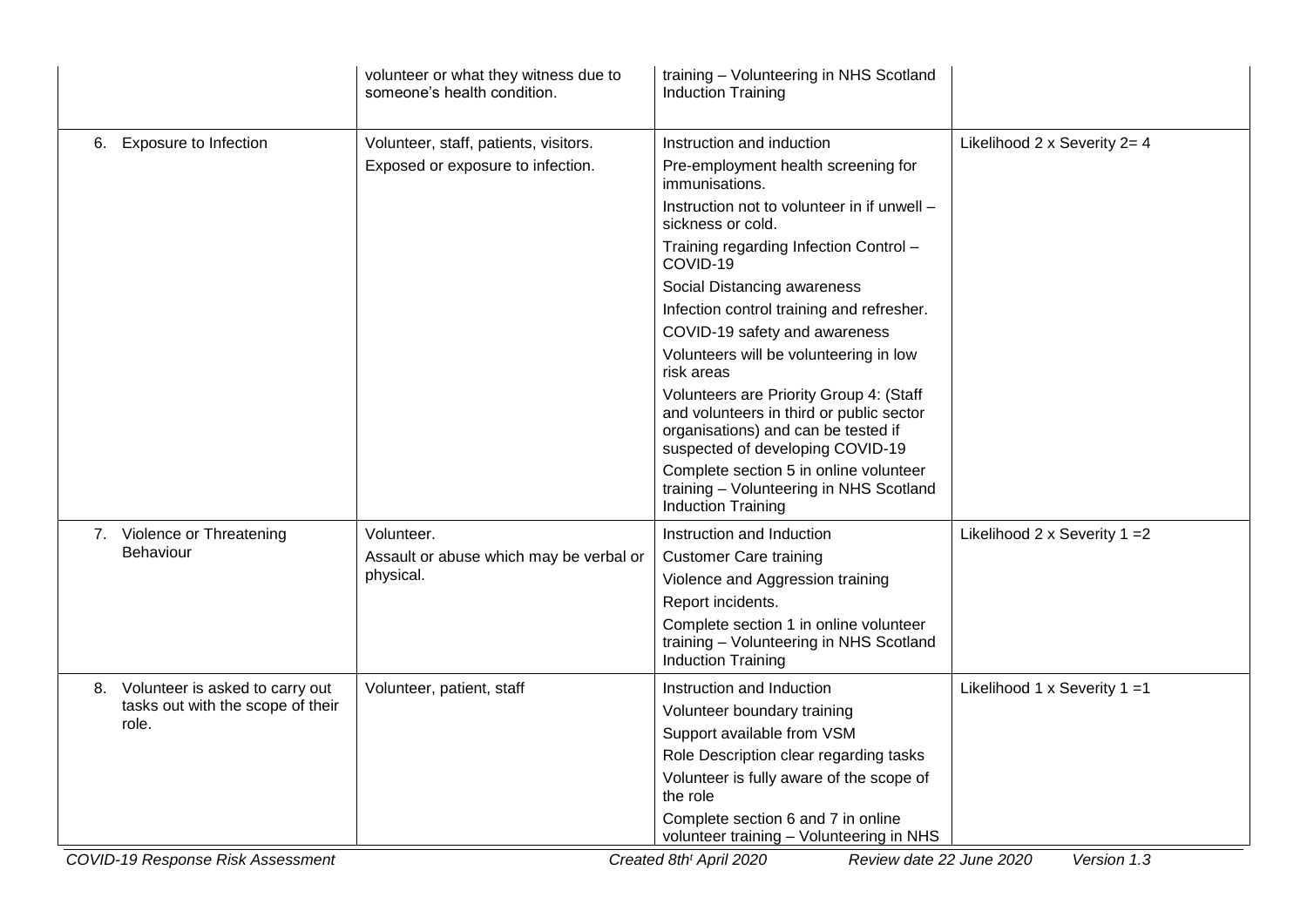| | | | |
|---|---|---|---|
| | volunteer or what they witness due to someone's health condition. | training – Volunteering in NHS Scotland Induction Training | |
| 6. Exposure to Infection | Volunteer, staff, patients, visitors.<br>Exposed or exposure to infection. | Instruction and induction<br>Pre-employment health screening for immunisations.<br>Instruction not to volunteer in if unwell – sickness or cold.<br>Training regarding Infection Control – COVID-19<br>Social Distancing awareness<br>Infection control training and refresher.<br>COVID-19 safety and awareness<br>Volunteers will be volunteering in low risk areas<br>Volunteers are Priority Group 4: (Staff and volunteers in third or public sector organisations) and can be tested if suspected of developing COVID-19<br>Complete section 5 in online volunteer training – Volunteering in NHS Scotland Induction Training | Likelihood 2 x Severity 2= 4 |
| 7. Violence or Threatening Behaviour | Volunteer.<br>Assault or abuse which may be verbal or physical. | Instruction and Induction<br>Customer Care training<br>Violence and Aggression training<br>Report incidents.<br>Complete section 1 in online volunteer training – Volunteering in NHS Scotland Induction Training | Likelihood 2 x Severity 1 =2 |
| 8. Volunteer is asked to carry out tasks out with the scope of their role. | Volunteer, patient, staff | Instruction and Induction<br>Volunteer boundary training<br>Support available from VSM<br>Role Description clear regarding tasks<br>Volunteer is fully aware of the scope of the role<br>Complete section 6 and 7 in online volunteer training – Volunteering in NHS | Likelihood 1 x Severity 1 =1 |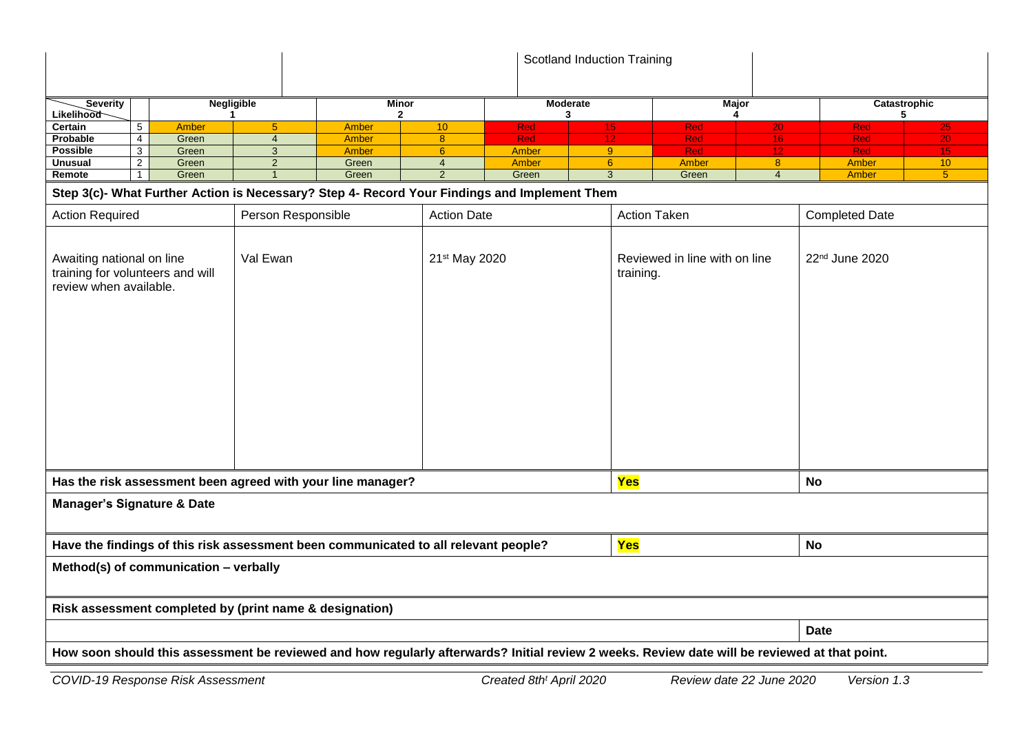| | | | Scotland Induction Training | | |
|---|---|---|---|---|---|

| Severity / Likelihood | | Negligible 1 | | Minor 2 | | Moderate 3 | | Major 4 | | Catastrophic 5 | |
|---|---|---|---|---|---|---|---|---|---|---|---|
| Certain | 5 | Amber | 5 | Amber | 10 | Red | 15 | Red | 20 | Red | 25 |
| Probable | 4 | Green | 4 | Amber | 8 | Red | 12 | Red | 16 | Red | 20 |
| Possible | 3 | Green | 3 | Amber | 6 | Amber | 9 | Red | 12 | Red | 15 |
| Unusual | 2 | Green | 2 | Green | 4 | Amber | 6 | Amber | 8 | Amber | 10 |
| Remote | 1 | Green | 1 | Green | 2 | Green | 3 | Green | 4 | Amber | 5 |

**Step 3(c)- What Further Action is Necessary? Step 4- Record Your Findings and Implement Them**

| Action Required | Person Responsible | Action Date | Action Taken | Completed Date |
|---|---|---|---|---|
| Awaiting national on line training for volunteers and will review when available. | Val Ewan | 21st May 2020 | Reviewed in line with on line training. | 22nd June 2020 |

| **Has the risk assessment been agreed with your line manager?** | **Yes** | **No** |
|---|---|---|

**Manager's Signature & Date**

| **Have the findings of this risk assessment been communicated to all relevant people?** | **Yes** | **No** |
|---|---|---|

**Method(s) of communication – verbally**

**Risk assessment completed by (print name & designation)**

| | **Date** |
|---|---|

**How soon should this assessment be reviewed and how regularly afterwards? Initial review 2 weeks. Review date will be reviewed at that point.**

*COVID-19 Response Risk Assessment* *Created 8th April 2020* *Review date 22 June 2020* *Version 1.3*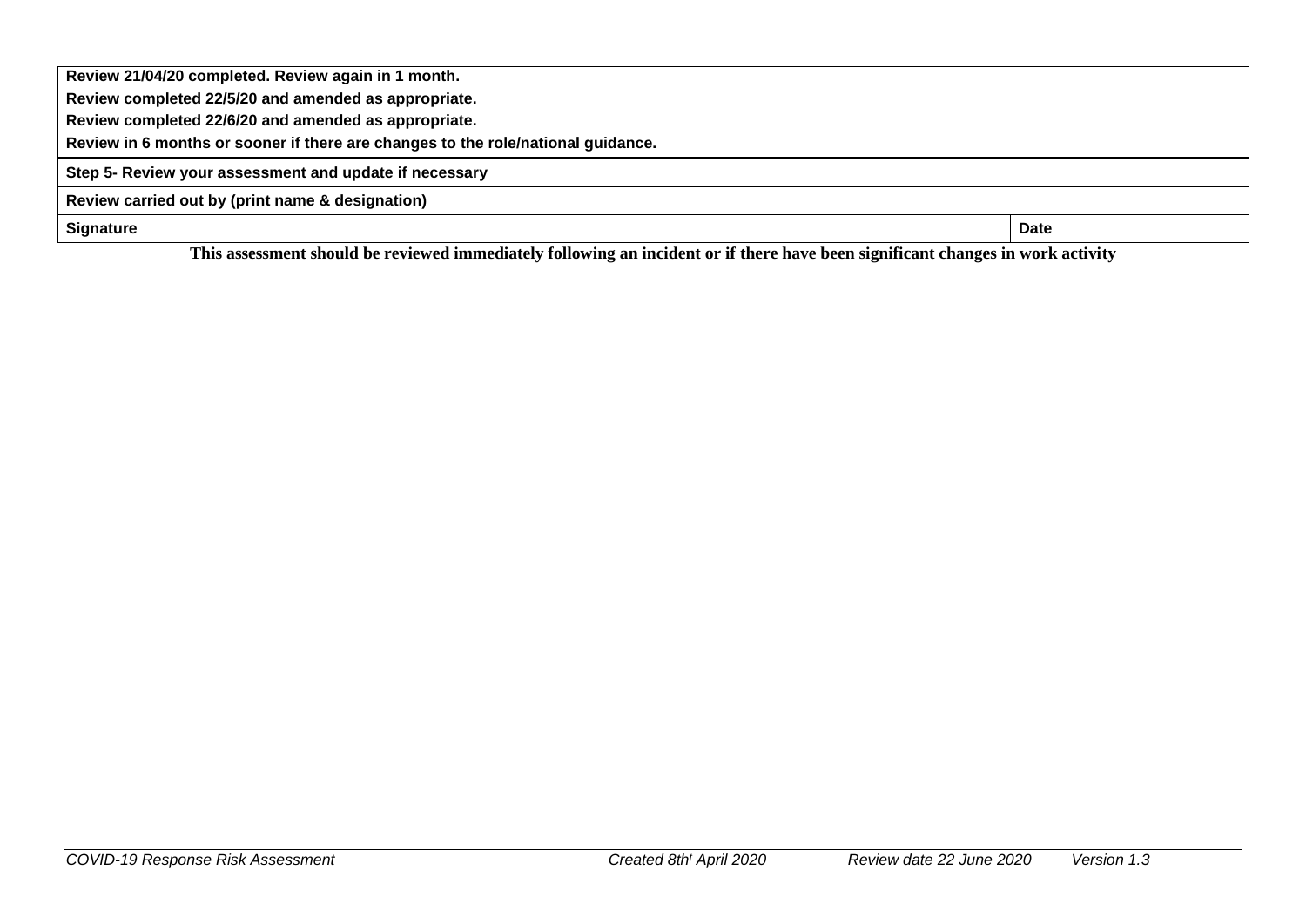| | |
|---|---|
| **Review 21/04/20 completed. Review again in 1 month.**<br>**Review completed 22/5/20 and amended as appropriate.**<br>**Review completed 22/6/20 and amended as appropriate.**<br>**Review in 6 months or sooner if there are changes to the role/national guidance.** | |
| **Step 5- Review your assessment and update if necessary** | |
| **Review carried out by (print name & designation)** | |
| **Signature** | **Date** |

**This assessment should be reviewed immediately following an incident or if there have been significant changes in work activity**